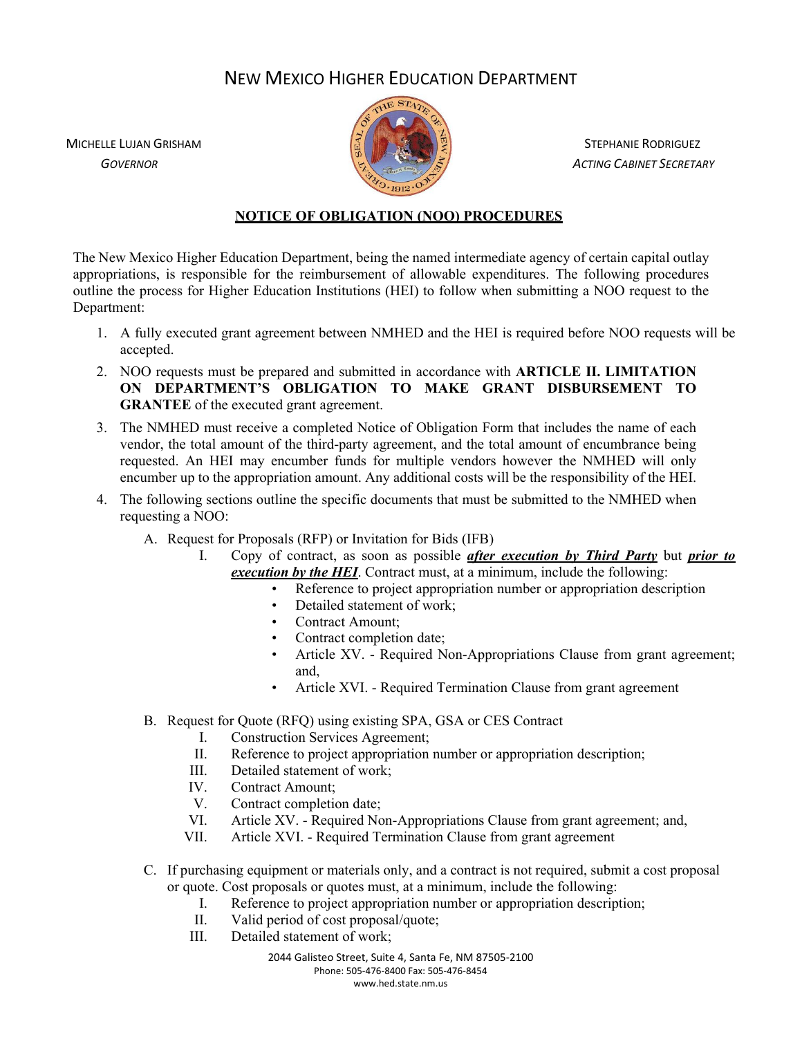# NEW MEXICO HIGHER EDUCATION DEPARTMENT

MICHELLE LUJAN GRISHAM
*GOVERNOR*

STEPHANIE RODRIGUEZ
*ACTING CABINET SECRETARY*

## NOTICE OF OBLIGATION (NOO) PROCEDURES

The New Mexico Higher Education Department, being the named intermediate agency of certain capital outlay appropriations, is responsible for the reimbursement of allowable expenditures. The following procedures outline the process for Higher Education Institutions (HEI) to follow when submitting a NOO request to the Department:

1. A fully executed grant agreement between NMHED and the HEI is required before NOO requests will be accepted.
2. NOO requests must be prepared and submitted in accordance with **ARTICLE II. LIMITATION ON DEPARTMENT'S OBLIGATION TO MAKE GRANT DISBURSEMENT TO GRANTEE** of the executed grant agreement.
3. The NMHED must receive a completed Notice of Obligation Form that includes the name of each vendor, the total amount of the third-party agreement, and the total amount of encumbrance being requested. An HEI may encumber funds for multiple vendors however the NMHED will only encumber up to the appropriation amount. Any additional costs will be the responsibility of the HEI.
4. The following sections outline the specific documents that must be submitted to the NMHED when requesting a NOO:

   A. Request for Proposals (RFP) or Invitation for Bids (IFB)

      I. Copy of contract, as soon as possible ***after execution by Third Party*** but ***prior to execution by the HEI***. Contract must, at a minimum, include the following:
         - Reference to project appropriation number or appropriation description
         - Detailed statement of work;
         - Contract Amount;
         - Contract completion date;
         - Article XV. - Required Non-Appropriations Clause from grant agreement; and,
         - Article XVI. - Required Termination Clause from grant agreement

   B. Request for Quote (RFQ) using existing SPA, GSA or CES Contract

      I. Construction Services Agreement;
      II. Reference to project appropriation number or appropriation description;
      III. Detailed statement of work;
      IV. Contract Amount;
      V. Contract completion date;
      VI. Article XV. - Required Non-Appropriations Clause from grant agreement; and,
      VII. Article XVI. - Required Termination Clause from grant agreement

   C. If purchasing equipment or materials only, and a contract is not required, submit a cost proposal or quote. Cost proposals or quotes must, at a minimum, include the following:

      I. Reference to project appropriation number or appropriation description;
      II. Valid period of cost proposal/quote;
      III. Detailed statement of work;

2044 Galisteo Street, Suite 4, Santa Fe, NM 87505-2100
Phone: 505-476-8400 Fax: 505-476-8454
www.hed.state.nm.us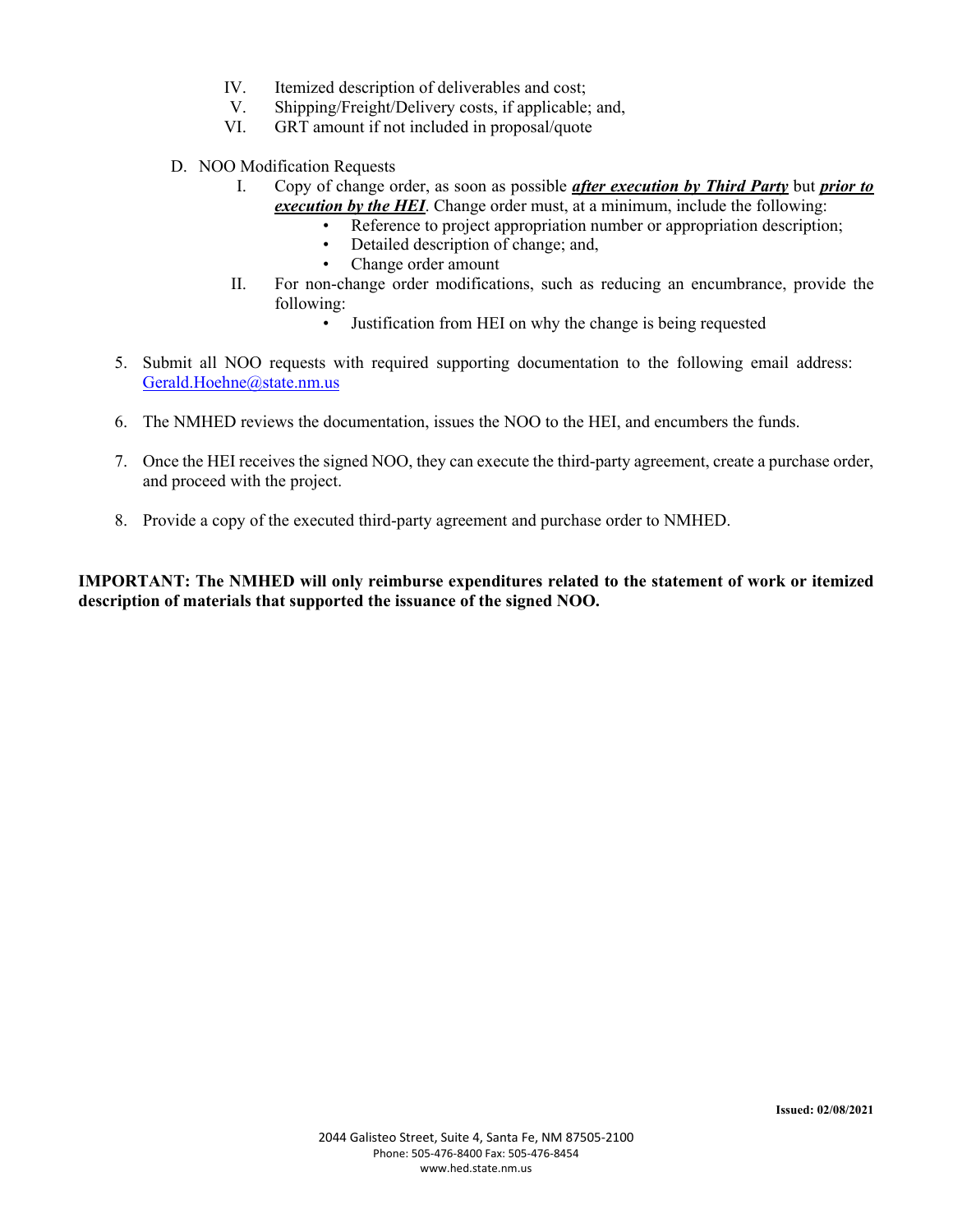IV. Itemized description of deliverables and cost;
V. Shipping/Freight/Delivery costs, if applicable; and,
VI. GRT amount if not included in proposal/quote

D. NOO Modification Requests
   I. Copy of change order, as soon as possible ***after execution by Third Party*** but ***prior to execution by the HEI***. Change order must, at a minimum, include the following:
      - Reference to project appropriation number or appropriation description;
      - Detailed description of change; and,
      - Change order amount
   II. For non-change order modifications, such as reducing an encumbrance, provide the following:
      - Justification from HEI on why the change is being requested

5. Submit all NOO requests with required supporting documentation to the following email address: Gerald.Hoehne@state.nm.us

6. The NMHED reviews the documentation, issues the NOO to the HEI, and encumbers the funds.

7. Once the HEI receives the signed NOO, they can execute the third-party agreement, create a purchase order, and proceed with the project.

8. Provide a copy of the executed third-party agreement and purchase order to NMHED.

**IMPORTANT: The NMHED will only reimburse expenditures related to the statement of work or itemized description of materials that supported the issuance of the signed NOO.**

**Issued: 02/08/2021**

2044 Galisteo Street, Suite 4, Santa Fe, NM 87505-2100
Phone: 505-476-8400 Fax: 505-476-8454
www.hed.state.nm.us